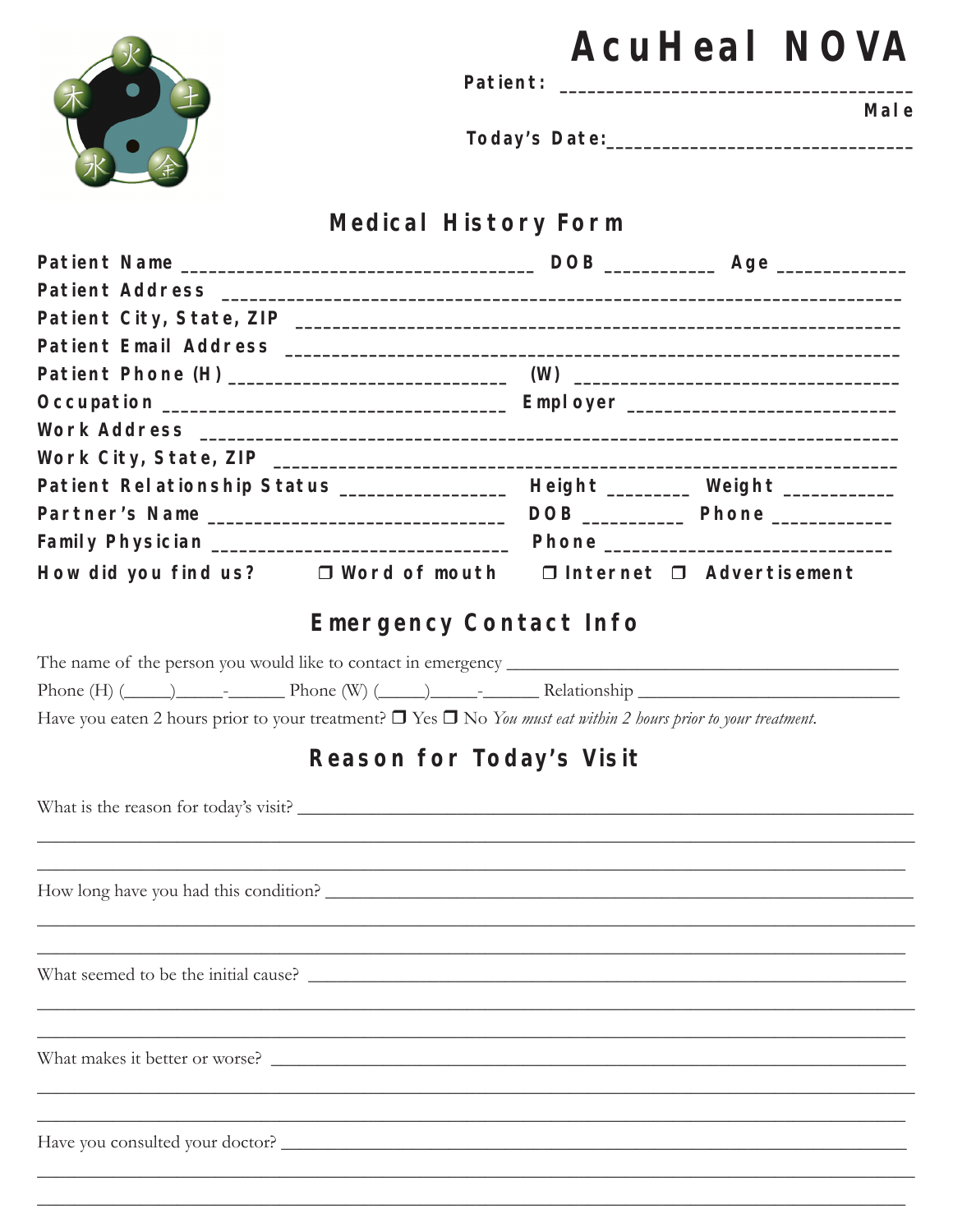# AcuHeal NOVA

**Patient:** ______________________________________

**Male**

**Today's Date:** ________________________________

## Medical History Form

**Patient Name** _____________________________________ **DOB** ___________ **Age** _____________

**Patient Address** ___________________________________________________________________

**Patient City, State, ZIP** _____________________________________________________________

**Patient Email Address** _______________________________________________________________

**Patient Phone (H)** ____________________________ **(W)** ________________________________

**Occupation** ____________________________________ **Employer** ___________________________

**Work Address** ______________________________________________________________________

**Work City, State, ZIP** ________________________________________________________________

**Patient Relationship Status** _________________ **Height** ________ **Weight** ___________

**Partner's Name** _______________________________ **DOB** __________ **Phone** ____________

**Family Physician** ______________________________ **Phone** ______________________________

**How did you find us?** ❒ **Word of mouth** ❒ **Internet** ❒ **Advertisement**

## Emergency Contact Info

The name of the person you would like to contact in emergency _____________________________________________

Phone (H) (_____)_____-______ Phone (W) (_____)_____-______ Relationship ____________________________

Have you eaten 2 hours prior to your treatment? ❒ Yes ❒ No *You must eat within 2 hours prior to your treatment.*

## Reason for Today's Visit

What is the reason for today's visit? _______________________________________________________________

_______________________________________________________________________________________________

_______________________________________________________________________________________________

How long have you had this condition? ______________________________________________________________

_______________________________________________________________________________________________

_______________________________________________________________________________________________

What seemed to be the initial cause? _______________________________________________________________

_______________________________________________________________________________________________

_______________________________________________________________________________________________

What makes it better or worse? ____________________________________________________________________

_______________________________________________________________________________________________

_______________________________________________________________________________________________

Have you consulted your doctor? ___________________________________________________________________

_______________________________________________________________________________________________

_______________________________________________________________________________________________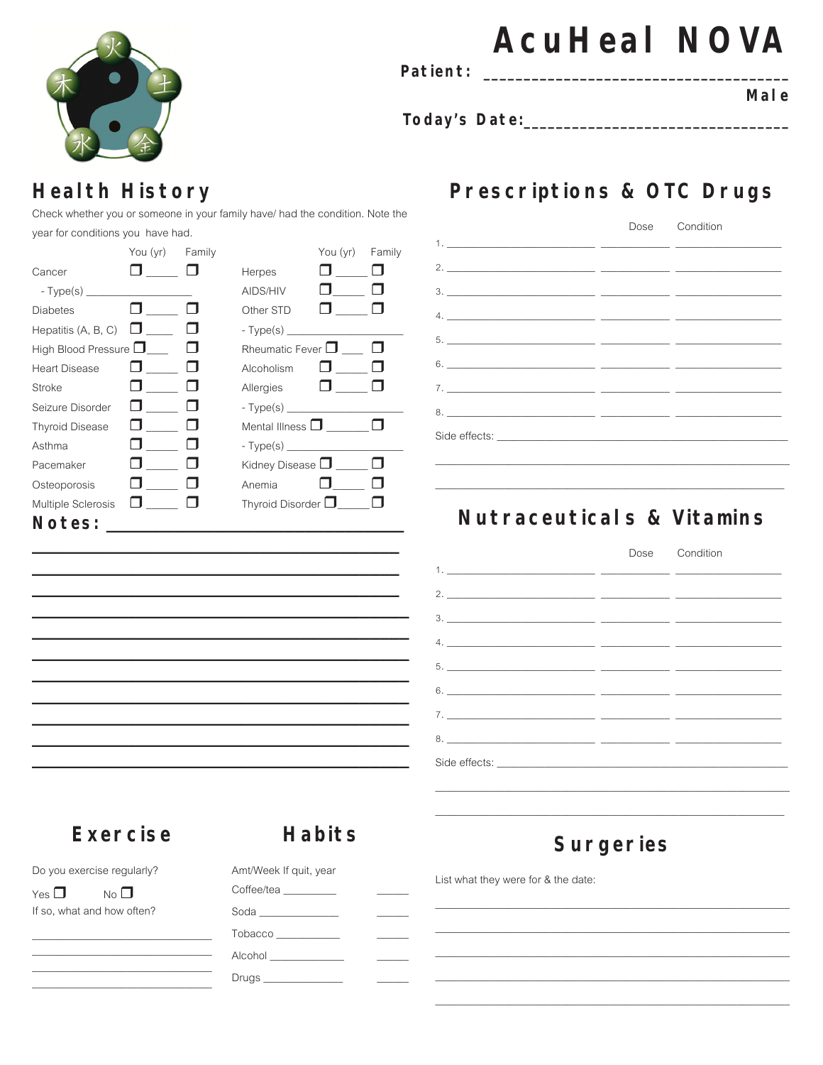# AcuHeal NOVA

**Patient:** ________________________________________

**Male**

**Today's Date:** ________________________________

## Health History

Check whether you or someone in your family have/ had the condition. Note the year for conditions you have had.

| | You (yr) | Family | | You (yr) | Family |
|---|---|---|---|---|---|
| Cancer | ❐ _____ | ❐ | Herpes | ❐ _____ | ❐ |
| - Type(s) ________________ | | | AIDS/HIV | ❐ _____ | ❐ |
| Diabetes | ❐ _____ | ❐ | Other STD | ❐ _____ | ❐ |
| Hepatitis (A, B, C) | ❐ _____ | ❐ | - Type(s) ________________ | | |
| High Blood Pressure | ❐ _____ | ❐ | Rheumatic Fever | ❐ _____ | ❐ |
| Heart Disease | ❐ _____ | ❐ | Alcoholism | ❐ _____ | ❐ |
| Stroke | ❐ _____ | ❐ | Allergies | ❐ _____ | ❐ |
| Seizure Disorder | ❐ _____ | ❐ | - Type(s) ________________ | | |
| Thyroid Disease | ❐ _____ | ❐ | Mental Illness | ❐ _____ | ❐ |
| Asthma | ❐ _____ | ❐ | - Type(s) ________________ | | |
| Pacemaker | ❐ _____ | ❐ | Kidney Disease | ❐ _____ | ❐ |
| Osteoporosis | ❐ _____ | ❐ | Anemia | ❐ _____ | ❐ |
| Multiple Sclerosis | ❐ _____ | ❐ | Thyroid Disorder | ❐ _____ | ❐ |

**Notes:** ________________________________________

________________________________________

________________________________________

________________________________________

________________________________________

________________________________________

________________________________________

________________________________________

________________________________________

________________________________________

________________________________________

________________________________________

## Prescriptions & OTC Drugs

| | | Dose | Condition |
|---|---|---|---|
| 1. | | | |
| 2. | | | |
| 3. | | | |
| 4. | | | |
| 5. | | | |
| 6. | | | |
| 7. | | | |
| 8. | | | |

Side effects: ________________________________________

________________________________________

________________________________________

## Nutraceuticals & Vitamins

| | | Dose | Condition |
|---|---|---|---|
| 1. | | | |
| 2. | | | |
| 3. | | | |
| 4. | | | |
| 5. | | | |
| 6. | | | |
| 7. | | | |
| 8. | | | |

Side effects: ________________________________________

________________________________________

________________________________________

## Exercise

Do you exercise regularly?

Yes ❐ No ❐

If so, what and how often?

________________________________

________________________________

________________________________

________________________________

## Habits

| | Amt/Week | If quit, year |
|---|---|---|
| Coffee/tea | _________ | _____ |
| Soda | _____________ | _____ |
| Tobacco | ___________ | _____ |
| Alcohol | _____________ | _____ |
| Drugs | ______________ | _____ |

## Surgeries

List what they were for & the date:

________________________________________

________________________________________

________________________________________

________________________________________

________________________________________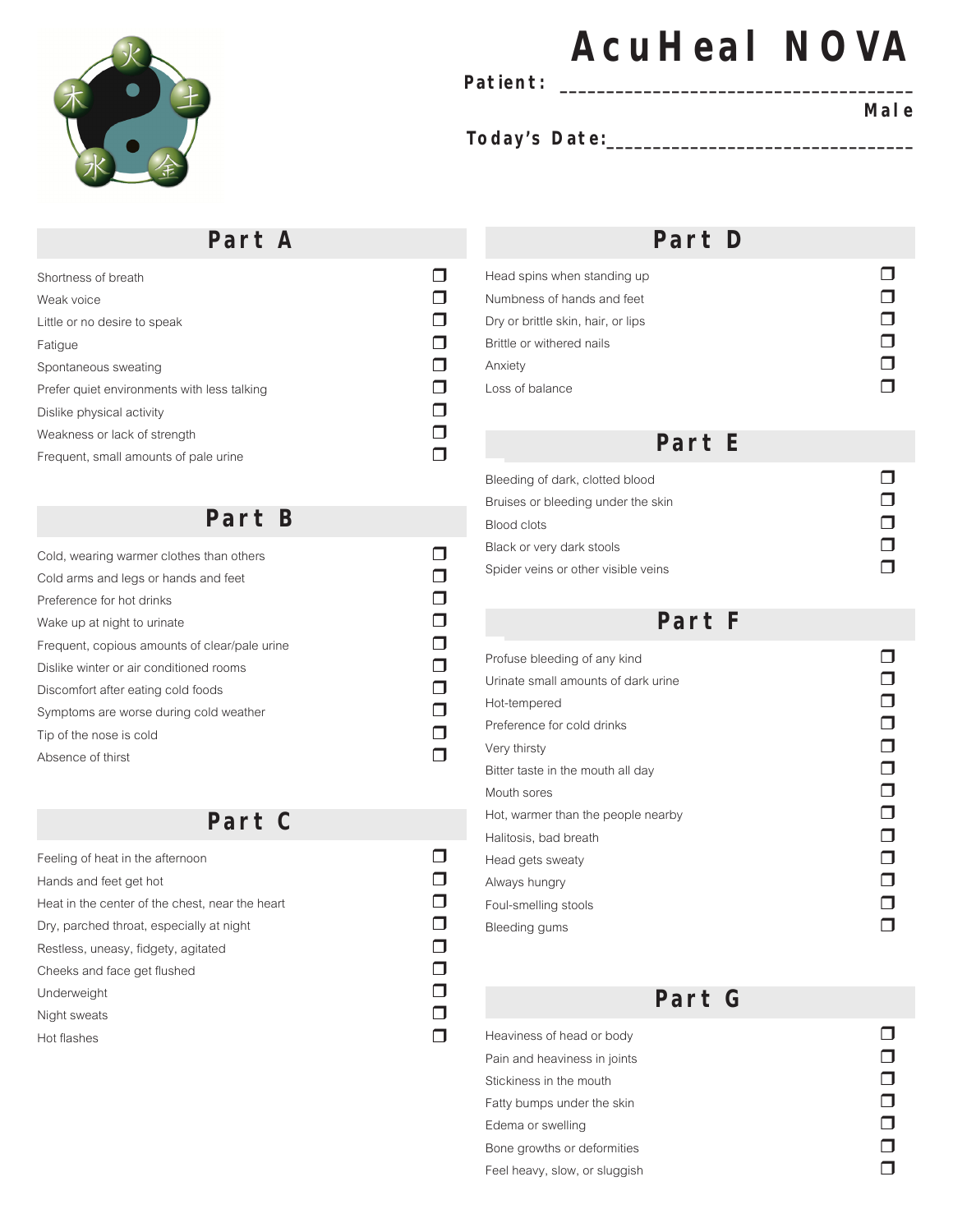# AcuHeal NOVA

**Patient:** ______________________________________

**Male**

**Today's Date:**________________________________

## Part A

- ❐ Shortness of breath
- ❐ Weak voice
- ❐ Little or no desire to speak
- ❐ Fatigue
- ❐ Spontaneous sweating
- ❐ Prefer quiet environments with less talking
- ❐ Dislike physical activity
- ❐ Weakness or lack of strength
- ❐ Frequent, small amounts of pale urine

## Part B

- ❐ Cold, wearing warmer clothes than others
- ❐ Cold arms and legs or hands and feet
- ❐ Preference for hot drinks
- ❐ Wake up at night to urinate
- ❐ Frequent, copious amounts of clear/pale urine
- ❐ Dislike winter or air conditioned rooms
- ❐ Discomfort after eating cold foods
- ❐ Symptoms are worse during cold weather
- ❐ Tip of the nose is cold
- ❐ Absence of thirst

## Part C

- ❐ Feeling of heat in the afternoon
- ❐ Hands and feet get hot
- ❐ Heat in the center of the chest, near the heart
- ❐ Dry, parched throat, especially at night
- ❐ Restless, uneasy, fidgety, agitated
- ❐ Cheeks and face get flushed
- ❐ Underweight
- ❐ Night sweats
- ❐ Hot flashes

## Part D

- ❐ Head spins when standing up
- ❐ Numbness of hands and feet
- ❐ Dry or brittle skin, hair, or lips
- ❐ Brittle or withered nails
- ❐ Anxiety
- ❐ Loss of balance

## Part E

- ❐ Bleeding of dark, clotted blood
- ❐ Bruises or bleeding under the skin
- ❐ Blood clots
- ❐ Black or very dark stools
- ❐ Spider veins or other visible veins

## Part F

- ❐ Profuse bleeding of any kind
- ❐ Urinate small amounts of dark urine
- ❐ Hot-tempered
- ❐ Preference for cold drinks
- ❐ Very thirsty
- ❐ Bitter taste in the mouth all day
- ❐ Mouth sores
- ❐ Hot, warmer than the people nearby
- ❐ Halitosis, bad breath
- ❐ Head gets sweaty
- ❐ Always hungry
- ❐ Foul-smelling stools
- ❐ Bleeding gums

## Part G

- ❐ Heaviness of head or body
- ❐ Pain and heaviness in joints
- ❐ Stickiness in the mouth
- ❐ Fatty bumps under the skin
- ❐ Edema or swelling
- ❐ Bone growths or deformities
- ❐ Feel heavy, slow, or sluggish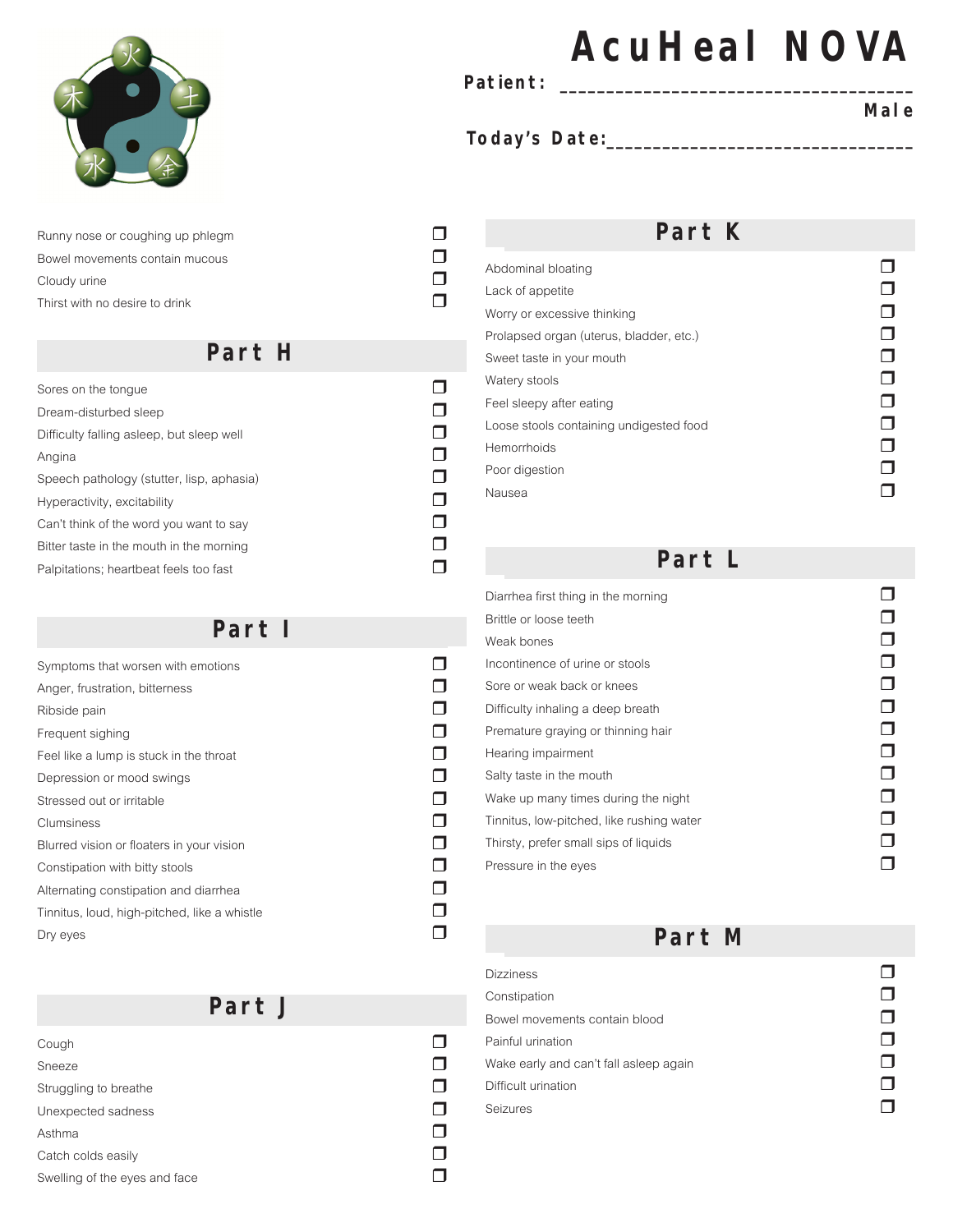# AcuHeal NOVA

**Patient:** ___________________________________

**Male**

**Today's Date:** ______________________________

- ❒ Runny nose or coughing up phlegm
- ❒ Bowel movements contain mucous
- ❒ Cloudy urine
- ❒ Thirst with no desire to drink

## Part H

- ❒ Sores on the tongue
- ❒ Dream-disturbed sleep
- ❒ Difficulty falling asleep, but sleep well
- ❒ Angina
- ❒ Speech pathology (stutter, lisp, aphasia)
- ❒ Hyperactivity, excitability
- ❒ Can't think of the word you want to say
- ❒ Bitter taste in the mouth in the morning
- ❒ Palpitations; heartbeat feels too fast

## Part I

- ❒ Symptoms that worsen with emotions
- ❒ Anger, frustration, bitterness
- ❒ Ribside pain
- ❒ Frequent sighing
- ❒ Feel like a lump is stuck in the throat
- ❒ Depression or mood swings
- ❒ Stressed out or irritable
- ❒ Clumsiness
- ❒ Blurred vision or floaters in your vision
- ❒ Constipation with bitty stools
- ❒ Alternating constipation and diarrhea
- ❒ Tinnitus, loud, high-pitched, like a whistle
- ❒ Dry eyes

## Part J

- ❒ Cough
- ❒ Sneeze
- ❒ Struggling to breathe
- ❒ Unexpected sadness
- ❒ Asthma
- ❒ Catch colds easily
- ❒ Swelling of the eyes and face

## Part K

- ❒ Abdominal bloating
- ❒ Lack of appetite
- ❒ Worry or excessive thinking
- ❒ Prolapsed organ (uterus, bladder, etc.)
- ❒ Sweet taste in your mouth
- ❒ Watery stools
- ❒ Feel sleepy after eating
- ❒ Loose stools containing undigested food
- ❒ Hemorrhoids
- ❒ Poor digestion
- ❒ Nausea

## Part L

- ❒ Diarrhea first thing in the morning
- ❒ Brittle or loose teeth
- ❒ Weak bones
- ❒ Incontinence of urine or stools
- ❒ Sore or weak back or knees
- ❒ Difficulty inhaling a deep breath
- ❒ Premature graying or thinning hair
- ❒ Hearing impairment
- ❒ Salty taste in the mouth
- ❒ Wake up many times during the night
- ❒ Tinnitus, low-pitched, like rushing water
- ❒ Thirsty, prefer small sips of liquids
- ❒ Pressure in the eyes

## Part M

- ❒ Dizziness
- ❒ Constipation
- ❒ Bowel movements contain blood
- ❒ Painful urination
- ❒ Wake early and can't fall asleep again
- ❒ Difficult urination
- ❒ Seizures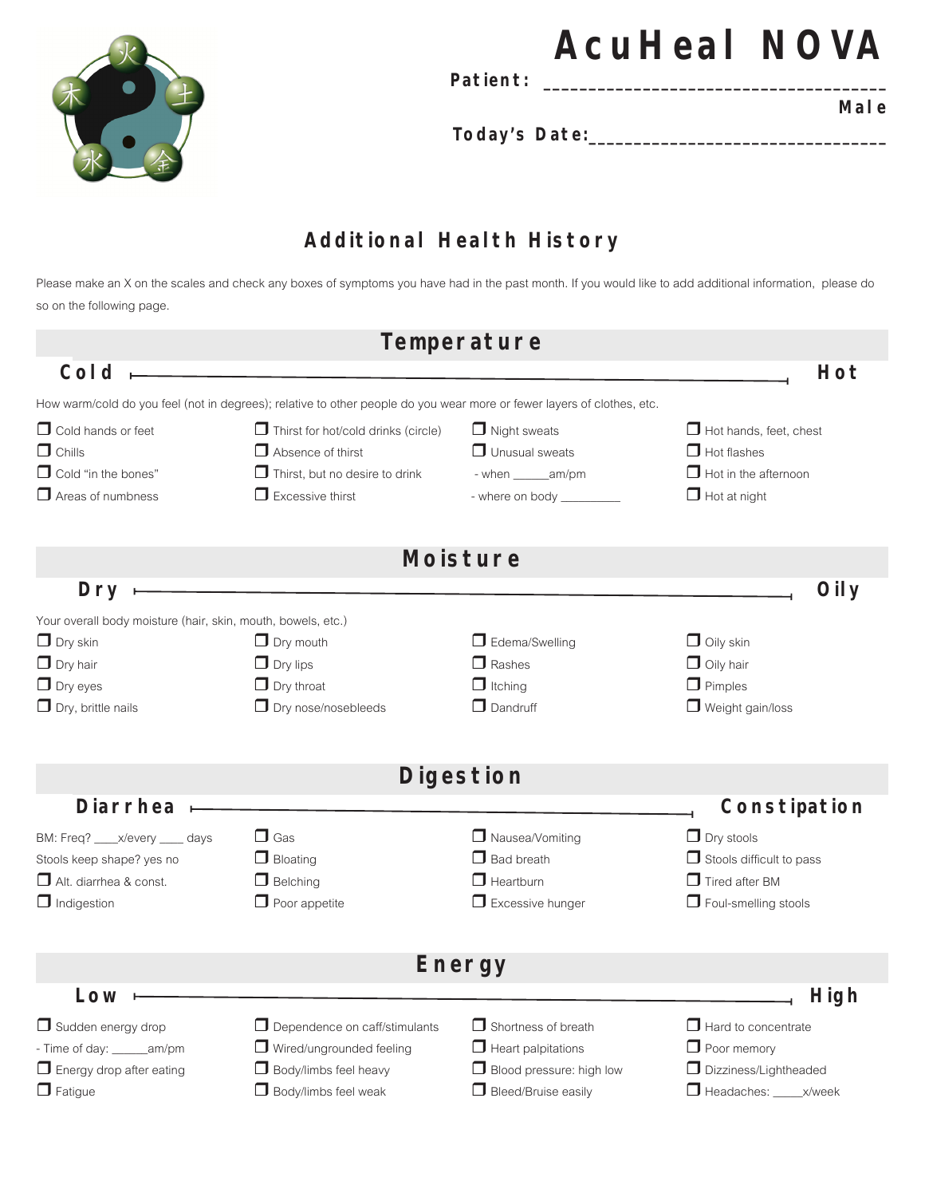# AcuHeal NOVA

**Patient:** ______________________________________

**Male**

**Today's Date:** __________________________________

## Additional Health History

Please make an X on the scales and check any boxes of symptoms you have had in the past month. If you would like to add additional information, please do so on the following page.

### Temperature

**Cold** ———————————————————————————— **Hot**

How warm/cold do you feel (not in degrees); relative to other people do you wear more or fewer layers of clothes, etc.

- ☐ Cold hands or feet
- ☐ Chills
- ☐ Cold "in the bones"
- ☐ Areas of numbness
- ☐ Thirst for hot/cold drinks (circle)
- ☐ Absence of thirst
- ☐ Thirst, but no desire to drink
- ☐ Excessive thirst
- ☐ Night sweats
- ☐ Unusual sweats
  - when ______am/pm
  - where on body _________
- ☐ Hot hands, feet, chest
- ☐ Hot flashes
- ☐ Hot in the afternoon
- ☐ Hot at night

### Moisture

**Dry** ———————————————————————————— **Oily**

Your overall body moisture (hair, skin, mouth, bowels, etc.)

- ☐ Dry skin
- ☐ Dry hair
- ☐ Dry eyes
- ☐ Dry, brittle nails
- ☐ Dry mouth
- ☐ Dry lips
- ☐ Dry throat
- ☐ Dry nose/nosebleeds
- ☐ Edema/Swelling
- ☐ Rashes
- ☐ Itching
- ☐ Dandruff
- ☐ Oily skin
- ☐ Oily hair
- ☐ Pimples
- ☐ Weight gain/loss

### Digestion

**Diarrhea** ———————————————————————————— **Constipation**

BM: Freq? ____x/every ____ days

Stools keep shape? yes no

- ☐ Alt. diarrhea & const.
- ☐ Indigestion
- ☐ Gas
- ☐ Bloating
- ☐ Belching
- ☐ Poor appetite
- ☐ Nausea/Vomiting
- ☐ Bad breath
- ☐ Heartburn
- ☐ Excessive hunger
- ☐ Dry stools
- ☐ Stools difficult to pass
- ☐ Tired after BM
- ☐ Foul-smelling stools

### Energy

**Low** ———————————————————————————— **High**

- ☐ Sudden energy drop
  - Time of day: ______am/pm
- ☐ Energy drop after eating
- ☐ Fatigue
- ☐ Dependence on caff/stimulants
- ☐ Wired/ungrounded feeling
- ☐ Body/limbs feel heavy
- ☐ Body/limbs feel weak
- ☐ Shortness of breath
- ☐ Heart palpitations
- ☐ Blood pressure: high low
- ☐ Bleed/Bruise easily
- ☐ Hard to concentrate
- ☐ Poor memory
- ☐ Dizziness/Lightheaded
- ☐ Headaches: _____x/week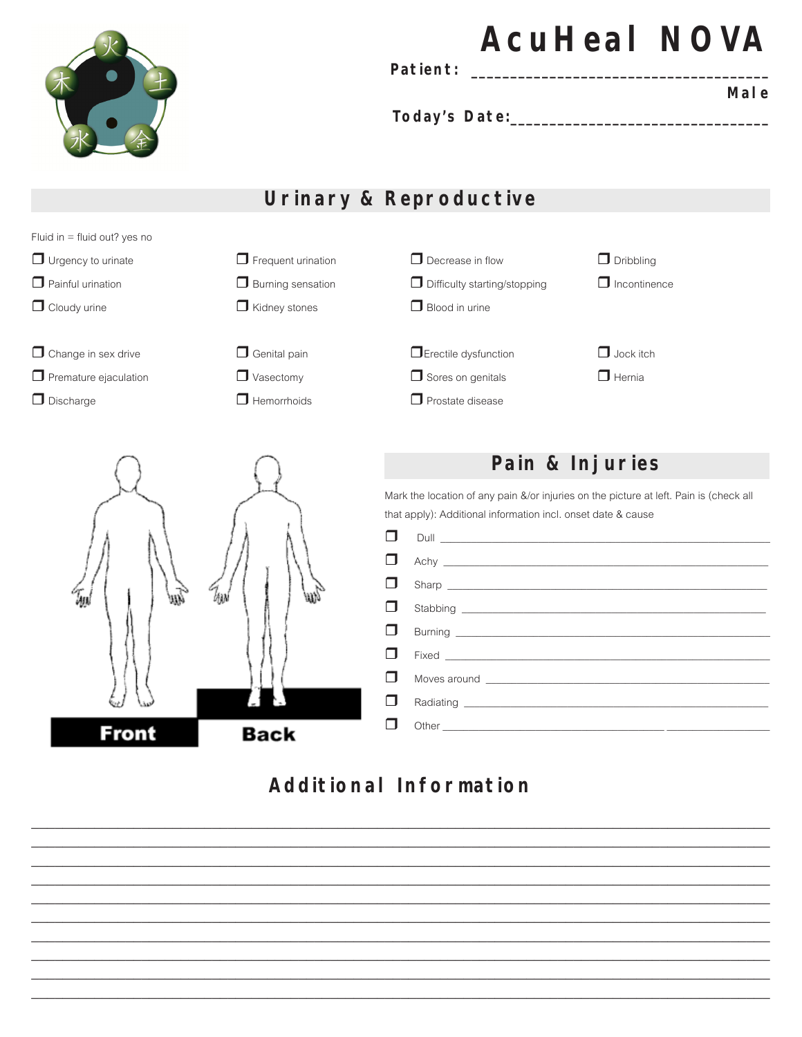# AcuHeal NOVA

**Patient:** ______________________________________

**Male**

**Today's Date:**________________________________

## Urinary & Reproductive

Fluid in = fluid out? yes no

- ❐ Urgency to urinate
- ❐ Frequent urination
- ❐ Decrease in flow
- ❐ Dribbling
- ❐ Painful urination
- ❐ Burning sensation
- ❐ Difficulty starting/stopping
- ❐ Incontinence
- ❐ Cloudy urine
- ❐ Kidney stones
- ❐ Blood in urine

- ❐ Change in sex drive
- ❐ Genital pain
- ❐ Erectile dysfunction
- ❐ Jock itch
- ❐ Premature ejaculation
- ❐ Vasectomy
- ❐ Sores on genitals
- ❐ Hernia
- ❐ Discharge
- ❐ Hemorrhoids
- ❐ Prostate disease

Front

Back

## Pain & Injuries

Mark the location of any pain &/or injuries on the picture at left. Pain is (check all that apply): Additional information incl. onset date & cause

- ❐ Dull ____________________________________________
- ❐ Achy ____________________________________________
- ❐ Sharp ____________________________________________
- ❐ Stabbing ____________________________________________
- ❐ Burning ____________________________________________
- ❐ Fixed ____________________________________________
- ❐ Moves around ____________________________________________
- ❐ Radiating ____________________________________________
- ❐ Other ______________________________ ______________

## Additional Information

______________________________________________________________________________

______________________________________________________________________________

______________________________________________________________________________

______________________________________________________________________________

______________________________________________________________________________

______________________________________________________________________________

______________________________________________________________________________

______________________________________________________________________________

______________________________________________________________________________

______________________________________________________________________________